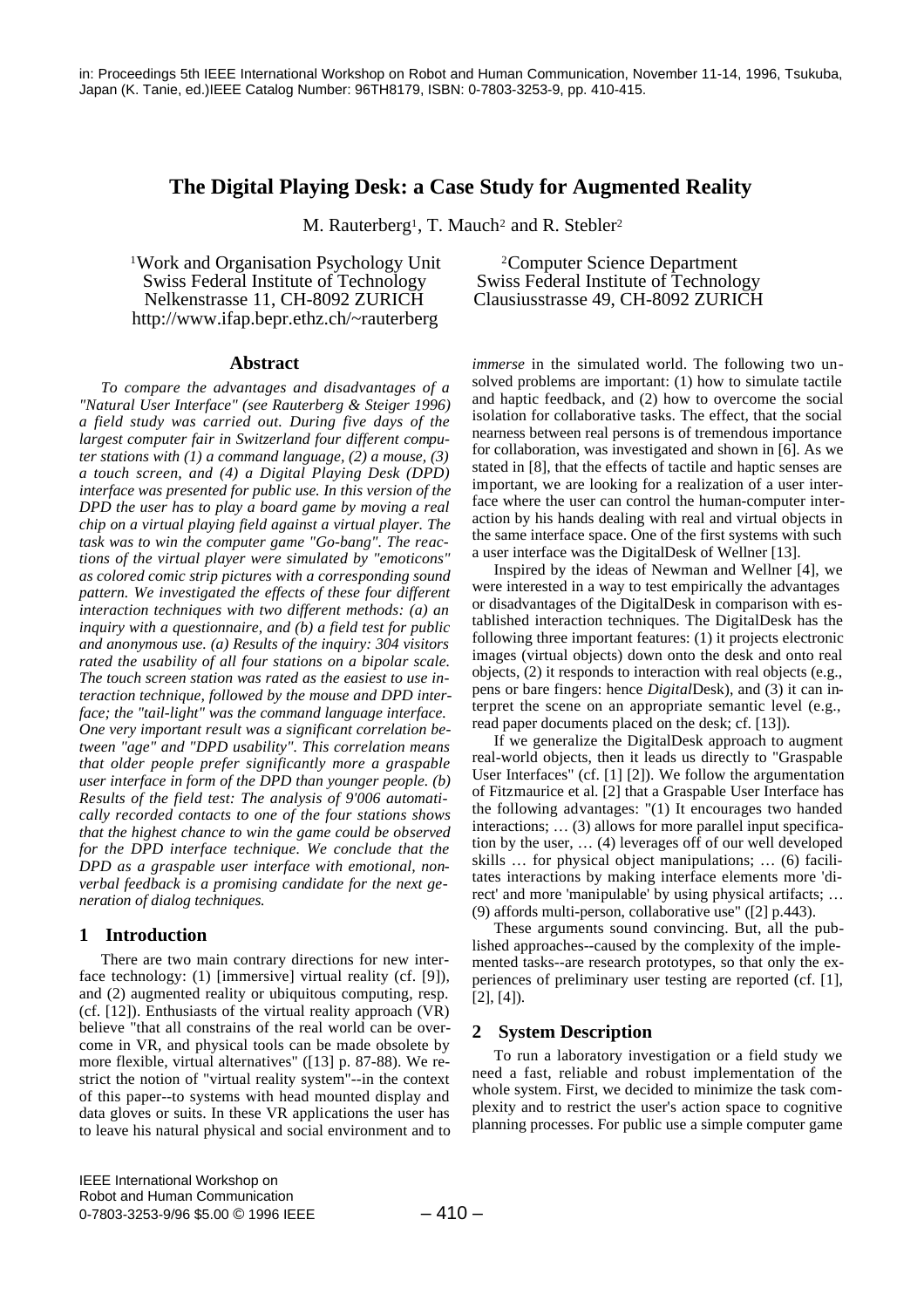in: Proceedings 5th IEEE International Workshop on Robot and Human Communication, November 11-14, 1996, Tsukuba, Japan (K. Tanie, ed.)IEEE Catalog Number: 96TH8179, ISBN: 0-7803-3253-9, pp. 410-415.

# The Digital Playing Desk: a Case Study for Augmented Reality

M. Rauterberg[1], T. Mauch[2] and R. Stebler[2]

[1]Work and Organisation Psychology Unit
Swiss Federal Institute of Technology
Nelkenstrasse 11, CH-8092 ZURICH
http://www.ifap.bepr.ethz.ch/~rauterberg

[2]Computer Science Department
Swiss Federal Institute of Technology
Clausiusstrasse 49, CH-8092 ZURICH

## Abstract

*To compare the advantages and disadvantages of a "Natural User Interface" (see Rauterberg & Steiger 1996) a field study was carried out. During five days of the largest computer fair in Switzerland four different computer stations with (1) a command language, (2) a mouse, (3) a touch screen, and (4) a Digital Playing Desk (DPD) interface was presented for public use. In this version of the DPD the user has to play a board game by moving a real chip on a virtual playing field against a virtual player. The task was to win the computer game "Go-bang". The reactions of the virtual player were simulated by "emoticons" as colored comic strip pictures with a corresponding sound pattern. We investigated the effects of these four different interaction techniques with two different methods: (a) an inquiry with a questionnaire, and (b) a field test for public and anonymous use. (a) Results of the inquiry: 304 visitors rated the usability of all four stations on a bipolar scale. The touch screen station was rated as the easiest to use interaction technique, followed by the mouse and DPD interface; the "tail-light" was the command language interface. One very important result was a significant correlation between "age" and "DPD usability". This correlation means that older people prefer significantly more a graspable user interface in form of the DPD than younger people. (b) Results of the field test: The analysis of 9'006 automatically recorded contacts to one of the four stations shows that the highest chance to win the game could be observed for the DPD interface technique. We conclude that the DPD as a graspable user interface with emotional, non-verbal feedback is a promising candidate for the next generation of dialog techniques.*

## 1 Introduction

There are two main contrary directions for new interface technology: (1) [immersive] virtual reality (cf. [9]), and (2) augmented reality or ubiquitous computing, resp. (cf. [12]). Enthusiasts of the virtual reality approach (VR) believe "that all constrains of the real world can be overcome in VR, and physical tools can be made obsolete by more flexible, virtual alternatives" ([13] p. 87-88). We restrict the notion of "virtual reality system"--in the context of this paper--to systems with head mounted display and data gloves or suits. In these VR applications the user has to leave his natural physical and social environment and to *immerse* in the simulated world. The following two unsolved problems are important: (1) how to simulate tactile and haptic feedback, and (2) how to overcome the social isolation for collaborative tasks. The effect, that the social nearness between real persons is of tremendous importance for collaboration, was investigated and shown in [6]. As we stated in [8], that the effects of tactile and haptic senses are important, we are looking for a realization of a user interface where the user can control the human-computer interaction by his hands dealing with real and virtual objects in the same interface space. One of the first systems with such a user interface was the DigitalDesk of Wellner [13].

Inspired by the ideas of Newman and Wellner [4], we were interested in a way to test empirically the advantages or disadvantages of the DigitalDesk in comparison with established interaction techniques. The DigitalDesk has the following three important features: (1) it projects electronic images (virtual objects) down onto the desk and onto real objects, (2) it responds to interaction with real objects (e.g., pens or bare fingers: hence *Digital*Desk), and (3) it can interpret the scene on an appropriate semantic level (e.g., read paper documents placed on the desk; cf. [13]).

If we generalize the DigitalDesk approach to augment real-world objects, then it leads us directly to "Graspable User Interfaces" (cf. [1] [2]). We follow the argumentation of Fitzmaurice et al. [2] that a Graspable User Interface has the following advantages: "(1) It encourages two handed interactions; … (3) allows for more parallel input specification by the user, … (4) leverages off of our well developed skills … for physical object manipulations; … (6) facilitates interactions by making interface elements more 'direct' and more 'manipulable' by using physical artifacts; … (9) affords multi-person, collaborative use" ([2] p.443).

These arguments sound convincing. But, all the published approaches--caused by the complexity of the implemented tasks--are research prototypes, so that only the experiences of preliminary user testing are reported (cf. [1], [2], [4]).

## 2 System Description

To run a laboratory investigation or a field study we need a fast, reliable and robust implementation of the whole system. First, we decided to minimize the task complexity and to restrict the user's action space to cognitive planning processes. For public use a simple computer game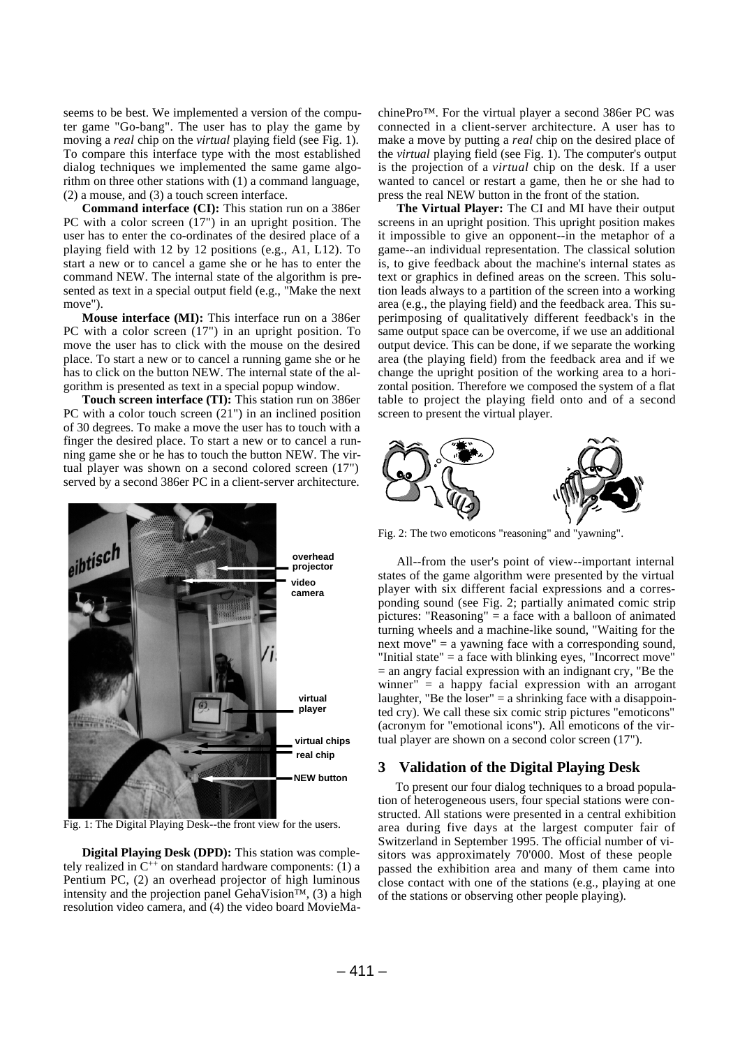seems to be best. We implemented a version of the computer game "Go-bang". The user has to play the game by moving a *real* chip on the *virtual* playing field (see Fig. 1). To compare this interface type with the most established dialog techniques we implemented the same game algorithm on three other stations with (1) a command language, (2) a mouse, and (3) a touch screen interface.

**Command interface (CI):** This station run on a 386er PC with a color screen (17") in an upright position. The user has to enter the co-ordinates of the desired place of a playing field with 12 by 12 positions (e.g., A1, L12). To start a new or to cancel a game she or he has to enter the command NEW. The internal state of the algorithm is presented as text in a special output field (e.g., "Make the next move").

**Mouse interface (MI):** This interface run on a 386er PC with a color screen (17") in an upright position. To move the user has to click with the mouse on the desired place. To start a new or to cancel a running game she or he has to click on the button NEW. The internal state of the algorithm is presented as text in a special popup window.

**Touch screen interface (TI):** This station run on 386er PC with a color touch screen (21") in an inclined position of 30 degrees. To make a move the user has to touch with a finger the desired place. To start a new or to cancel a running game she or he has to touch the button NEW. The virtual player was shown on a second colored screen (17") served by a second 386er PC in a client-server architecture.

overhead projector

video camera

virtual player

virtual chips

real chip

NEW button

Fig. 1: The Digital Playing Desk--the front view for the users.

**Digital Playing Desk (DPD):** This station was completely realized in $C^{++}$ on standard hardware components: (1) a Pentium PC, (2) an overhead projector of high luminous intensity and the projection panel GehaVision™, (3) a high resolution video camera, and (4) the video board MovieMachinePro™. For the virtual player a second 386er PC was connected in a client-server architecture. A user has to make a move by putting a *real* chip on the desired place of the *virtual* playing field (see Fig. 1). The computer's output is the projection of a *virtual* chip on the desk. If a user wanted to cancel or restart a game, then he or she had to press the real NEW button in the front of the station.

**The Virtual Player:** The CI and MI have their output screens in an upright position. This upright position makes it impossible to give an opponent--in the metaphor of a game--an individual representation. The classical solution is, to give feedback about the machine's internal states as text or graphics in defined areas on the screen. This solution leads always to a partition of the screen into a working area (e.g., the playing field) and the feedback area. This superimposing of qualitatively different feedback's in the same output space can be overcome, if we use an additional output device. This can be done, if we separate the working area (the playing field) from the feedback area and if we change the upright position of the working area to a horizontal position. Therefore we composed the system of a flat table to project the playing field onto and of a second screen to present the virtual player.

Fig. 2: The two emoticons "reasoning" and "yawning".

All--from the user's point of view--important internal states of the game algorithm were presented by the virtual player with six different facial expressions and a corresponding sound (see Fig. 2; partially animated comic strip pictures: "Reasoning" = a face with a balloon of animated turning wheels and a machine-like sound, "Waiting for the next move" = a yawning face with a corresponding sound, "Initial state" = a face with blinking eyes, "Incorrect move" = an angry facial expression with an indignant cry, "Be the winner" = a happy facial expression with an arrogant laughter, "Be the loser" = a shrinking face with a disappointed cry). We call these six comic strip pictures "emoticons" (acronym for "emotional icons"). All emoticons of the virtual player are shown on a second color screen (17").

## 3 Validation of the Digital Playing Desk

To present our four dialog techniques to a broad population of heterogeneous users, four special stations were constructed. All stations were presented in a central exhibition area during five days at the largest computer fair of Switzerland in September 1995. The official number of visitors was approximately 70'000. Most of these people passed the exhibition area and many of them came into close contact with one of the stations (e.g., playing at one of the stations or observing other people playing).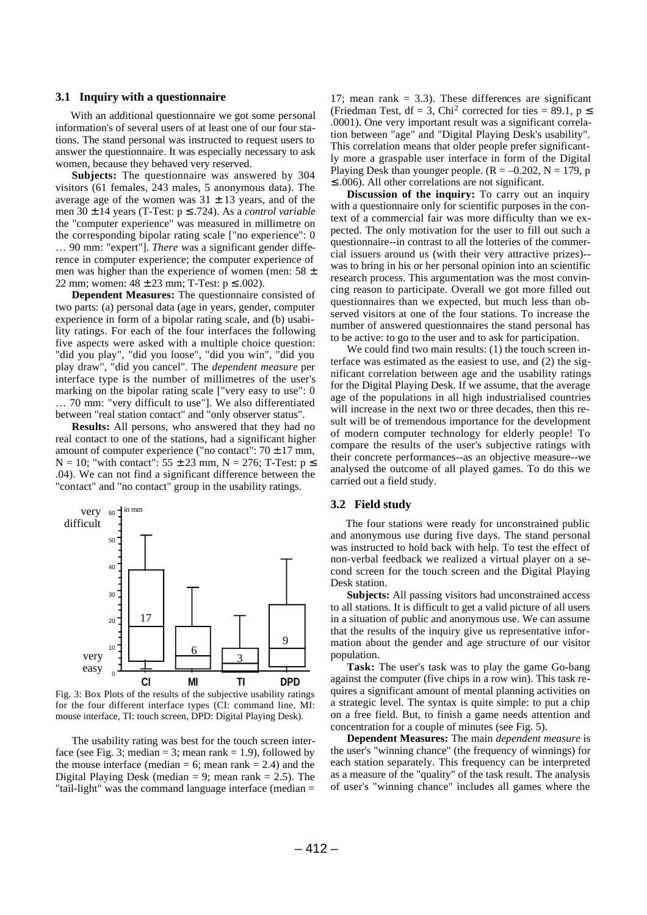### 3.1 Inquiry with a questionnaire

With an additional questionnaire we got some personal information's of several users of at least one of our four stations. The stand personal was instructed to request users to answer the questionnaire. It was especially necessary to ask women, because they behaved very reserved.

**Subjects:** The questionnaire was answered by 304 visitors (61 females, 243 males, 5 anonymous data). The average age of the women was 31 ± 13 years, and of the men 30 ± 14 years (T-Test: p ≤ .724). As a *control variable* the "computer experience" was measured in millimetre on the corresponding bipolar rating scale ["no experience": 0 … 90 mm: "expert"]. *There* was a significant gender difference in computer experience; the computer experience of men was higher than the experience of women (men: 58 ± 22 mm; women: 48 ± 23 mm; T-Test: p ≤ .002).

**Dependent Measures:** The questionnaire consisted of two parts: (a) personal data (age in years, gender, computer experience in form of a bipolar rating scale, and (b) usability ratings. For each of the four interfaces the following five aspects were asked with a multiple choice question: "did you play", "did you loose", "did you win", "did you play draw", "did you cancel". The *dependent measure* per interface type is the number of millimetres of the user's marking on the bipolar rating scale ["very easy to use": 0 … 70 mm: "very difficult to use"]. We also differentiated between "real station contact" and "only observer status".

**Results:** All persons, who answered that they had no real contact to one of the stations, had a significant higher amount of computer experience ("no contact": 70 ± 17 mm, N = 10; "with contact": 55 ± 23 mm, N = 276; T-Test: p ≤ .04). We can not find a significant difference between the "contact" and "no contact" group in the usability ratings.

Fig. 3: Box Plots of the results of the subjective usability ratings for the four different interface types (CI: command line, MI: mouse interface, TI: touch screen, DPD: Digital Playing Desk).

The usability rating was best for the touch screen interface (see Fig. 3; median = 3; mean rank = 1.9), followed by the mouse interface (median = 6; mean rank = 2.4) and the Digital Playing Desk (median = 9; mean rank = 2.5). The "tail-light" was the command language interface (median = 17; mean rank = 3.3). These differences are significant (Friedman Test, df = 3, $Chi^2$ corrected for ties = 89.1, p ≤ .0001). One very important result was a significant correlation between "age" and "Digital Playing Desk's usability". This correlation means that older people prefer significantly more a graspable user interface in form of the Digital Playing Desk than younger people. (R = –0.202, N = 179, p ≤ .006). All other correlations are not significant.

**Discussion of the inquiry:** To carry out an inquiry with a questionnaire only for scientific purposes in the context of a commercial fair was more difficulty than we expected. The only motivation for the user to fill out such a questionnaire--in contrast to all the lotteries of the commercial issuers around us (with their very attractive prizes)--was to bring in his or her personal opinion into an scientific research process. This argumentation was the most convincing reason to participate. Overall we got more filled out questionnaires than we expected, but much less than observed visitors at one of the four stations. To increase the number of answered questionnaires the stand personal has to be active: to go to the user and to ask for participation.

We could find two main results: (1) the touch screen interface was estimated as the easiest to use, and (2) the significant correlation between age and the usability ratings for the Digital Playing Desk. If we assume, that the average age of the populations in all high industrialised countries will increase in the next two or three decades, then this result will be of tremendous importance for the development of modern computer technology for elderly people! To compare the results of the user's subjective ratings with their concrete performances--as an objective measure--we analysed the outcome of all played games. To do this we carried out a field study.

### 3.2 Field study

The four stations were ready for unconstrained public and anonymous use during five days. The stand personal was instructed to hold back with help. To test the effect of non-verbal feedback we realized a virtual player on a second screen for the touch screen and the Digital Playing Desk station.

**Subjects:** All passing visitors had unconstrained access to all stations. It is difficult to get a valid picture of all users in a situation of public and anonymous use. We can assume that the results of the inquiry give us representative information about the gender and age structure of our visitor population.

**Task:** The user's task was to play the game Go-bang against the computer (five chips in a row win). This task requires a significant amount of mental planning activities on a strategic level. The syntax is quite simple: to put a chip on a free field. But, to finish a game needs attention and concentration for a couple of minutes (see Fig. 5).

**Dependent Measures:** The main *dependent measure* is the user's "winning chance" (the frequency of winnings) for each station separately. This frequency can be interpreted as a measure of the "quality" of the task result. The analysis of user's "winning chance" includes all games where the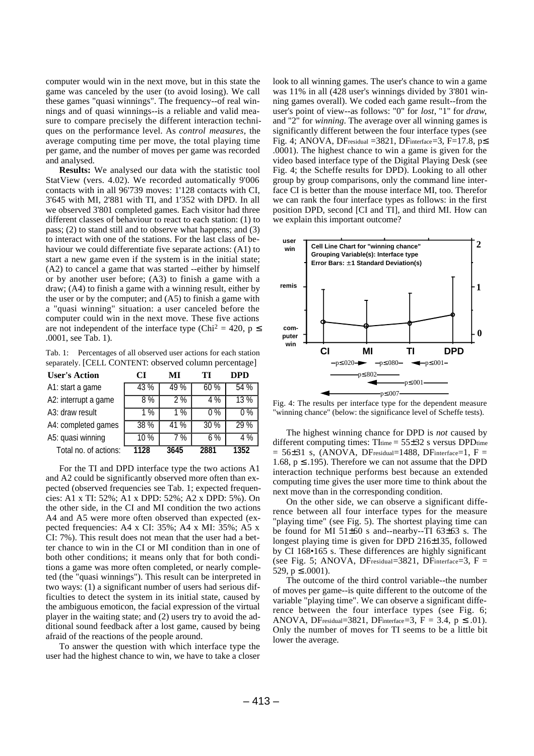computer would win in the next move, but in this state the game was canceled by the user (to avoid losing). We call these games "quasi winnings". The frequency--of real winnings and of quasi winnings--is a reliable and valid measure to compare precisely the different interaction techniques on the performance level. As *control measures*, the average computing time per move, the total playing time per game, and the number of moves per game was recorded and analysed.

**Results:** We analysed our data with the statistic tool StatView (vers. 4.02). We recorded automatically 9'006 contacts with in all 96'739 moves: 1'128 contacts with CI, 3'645 with MI, 2'881 with TI, and 1'352 with DPD. In all we observed 3'801 completed games. Each visitor had three different classes of behaviour to react to each station: (1) to pass; (2) to stand still and to observe what happens; and (3) to interact with one of the stations. For the last class of behaviour we could differentiate five separate actions: (A1) to start a new game even if the system is in the initial state; (A2) to cancel a game that was started --either by himself or by another user before; (A3) to finish a game with a draw; (A4) to finish a game with a winning result, either by the user or by the computer; and (A5) to finish a game with a "quasi winning" situation: a user canceled before the computer could win in the next move. These five actions are not independent of the interface type ($Chi^2 = 420$, $p \leq .0001$, see Tab. 1).

Tab. 1: Percentages of all observed user actions for each station separately. [CELL CONTENT: observed column percentage]

| User's Action | CI | MI | TI | DPD |
|---|---|---|---|---|
| A1: start a game | 43 % | 49 % | 60 % | 54 % |
| A2: interrupt a game | 8 % | 2 % | 4 % | 13 % |
| A3: draw result | 1 % | 1 % | 0 % | 0 % |
| A4: completed games | 38 % | 41 % | 30 % | 29 % |
| A5: quasi winning | 10 % | 7 % | 6 % | 4 % |
| Total no. of actions: | 1128 | 3645 | 2881 | 1352 |

For the TI and DPD interface type the two actions A1 and A2 could be significantly observed more often than expected (observed frequencies see Tab. 1; expected frequencies: A1 x TI: 52%; A1 x DPD: 52%; A2 x DPD: 5%). On the other side, in the CI and MI condition the two actions A4 and A5 were more often observed than expected (expected frequencies: A4 x CI: 35%; A4 x MI: 35%; A5 x CI: 7%). This result does not mean that the user had a better chance to win in the CI or MI condition than in one of both other conditions; it means only that for both conditions a game was more often completed, or nearly completed (the "quasi winnings"). This result can be interpreted in two ways: (1) a significant number of users had serious difficulties to detect the system in its initial state, caused by the ambiguous emoticon, the facial expression of the virtual player in the waiting state; and (2) users try to avoid the additional sound feedback after a lost game, caused by being afraid of the reactions of the people around.

To answer the question with which interface type the user had the highest chance to win, we have to take a closer look to all winning games. The user's chance to win a game was 11% in all (428 user's winnings divided by 3'801 winning games overall). We coded each game result--from the user's point of view--as follows: "0" for *lost*, "1" for *draw*, and "2" for *winning*. The average over all winning games is significantly different between the four interface types (see Fig. 4; ANOVA, $DF_{residual} = 3821$, $DF_{interface} = 3$, $F = 17.8$, $p \leq .0001$). The highest chance to win a game is given for the video based interface type of the Digital Playing Desk (see Fig. 4; the Scheffe results for DPD). Looking to all other group by group comparisons, only the command line interface CI is better than the mouse interface MI, too. Therefor we can rank the four interface types as follows: in the first position DPD, second [CI and TI], and third MI. How can we explain this important outcome?

Fig. 4: The results per interface type for the dependent measure "winning chance" (below: the significance level of Scheffe tests).

The highest winning chance for DPD is *not* caused by different computing times: $TI_{time} = 55 \pm 32$ s versus $DPD_{time} = 56 \pm 31$ s, (ANOVA, $DF_{residual} = 1488$, $DF_{interface} = 1$, $F = 1.68$, $p \leq .195$). Therefore we can not assume that the DPD interaction technique performs best because an extended computing time gives the user more time to think about the next move than in the corresponding condition.

On the other side, we can observe a significant difference between all four interface types for the measure "playing time" (see Fig. 5). The shortest playing time can be found for MI $51 \pm 60$ s and--nearby--TI $63 \pm 63$ s. The longest playing time is given for DPD $216 \pm 135$, followed by CI 168•165 s. These differences are highly significant (see Fig. 5; ANOVA, $DF_{residual} = 3821$, $DF_{interface} = 3$, $F = 529$, $p \leq .0001$).

The outcome of the third control variable--the number of moves per game--is quite different to the outcome of the variable "playing time". We can observe a significant difference between the four interface types (see Fig. 6; ANOVA, $DF_{residual} = 3821$, $DF_{interface} = 3$, $F = 3.4$, $p \leq .01$). Only the number of moves for TI seems to be a little bit lower the average.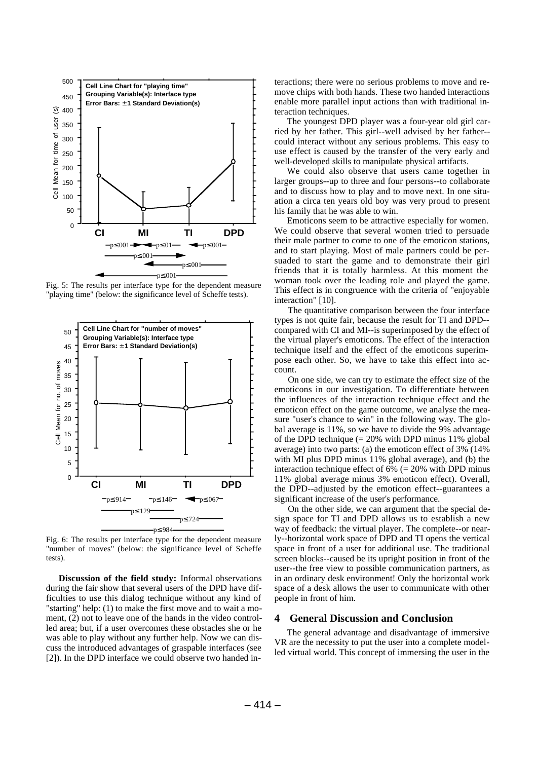Fig. 5: The results per interface type for the dependent measure "playing time" (below: the significance level of Scheffe tests).

Fig. 6: The results per interface type for the dependent measure "number of moves" (below: the significance level of Scheffe tests).

**Discussion of the field study:** Informal observations during the fair show that several users of the DPD have difficulties to use this dialog technique without any kind of "starting" help: (1) to make the first move and to wait a moment, (2) not to leave one of the hands in the video controlled area; but, if a user overcomes these obstacles she or he was able to play without any further help. Now we can discuss the introduced advantages of graspable interfaces (see [2]). In the DPD interface we could observe two handed interactions; there were no serious problems to move and remove chips with both hands. These two handed interactions enable more parallel input actions than with traditional interaction techniques.

The youngest DPD player was a four-year old girl carried by her father. This girl--well advised by her father--could interact without any serious problems. This easy to use effect is caused by the transfer of the very early and well-developed skills to manipulate physical artifacts.

We could also observe that users came together in larger groups--up to three and four persons--to collaborate and to discuss how to play and to move next. In one situation a circa ten years old boy was very proud to present his family that he was able to win.

Emoticons seem to be attractive especially for women. We could observe that several women tried to persuade their male partner to come to one of the emoticon stations, and to start playing. Most of male partners could be persuaded to start the game and to demonstrate their girl friends that it is totally harmless. At this moment the woman took over the leading role and played the game. This effect is in congruence with the criteria of "enjoyable interaction" [10].

The quantitative comparison between the four interface types is not quite fair, because the result for TI and DPD--compared with CI and MI--is superimposed by the effect of the virtual player's emoticons. The effect of the interaction technique itself and the effect of the emoticons superimpose each other. So, we have to take this effect into account.

On one side, we can try to estimate the effect size of the emoticons in our investigation. To differentiate between the influences of the interaction technique effect and the emoticon effect on the game outcome, we analyse the measure "user's chance to win" in the following way. The global average is 11%, so we have to divide the 9% advantage of the DPD technique (= 20% with DPD minus 11% global average) into two parts: (a) the emoticon effect of 3% (14% with MI plus DPD minus 11% global average), and (b) the interaction technique effect of 6% (= 20% with DPD minus 11% global average minus 3% emoticon effect). Overall, the DPD--adjusted by the emoticon effect--guarantees a significant increase of the user's performance.

On the other side, we can argument that the special design space for TI and DPD allows us to establish a new way of feedback: the virtual player. The complete--or nearly--horizontal work space of DPD and TI opens the vertical space in front of a user for additional use. The traditional screen blocks--caused be its upright position in front of the user--the free view to possible communication partners, as in an ordinary desk environment! Only the horizontal work space of a desk allows the user to communicate with other people in front of him.

## 4 General Discussion and Conclusion

The general advantage and disadvantage of immersive VR are the necessity to put the user into a complete modelled virtual world. This concept of immersing the user in the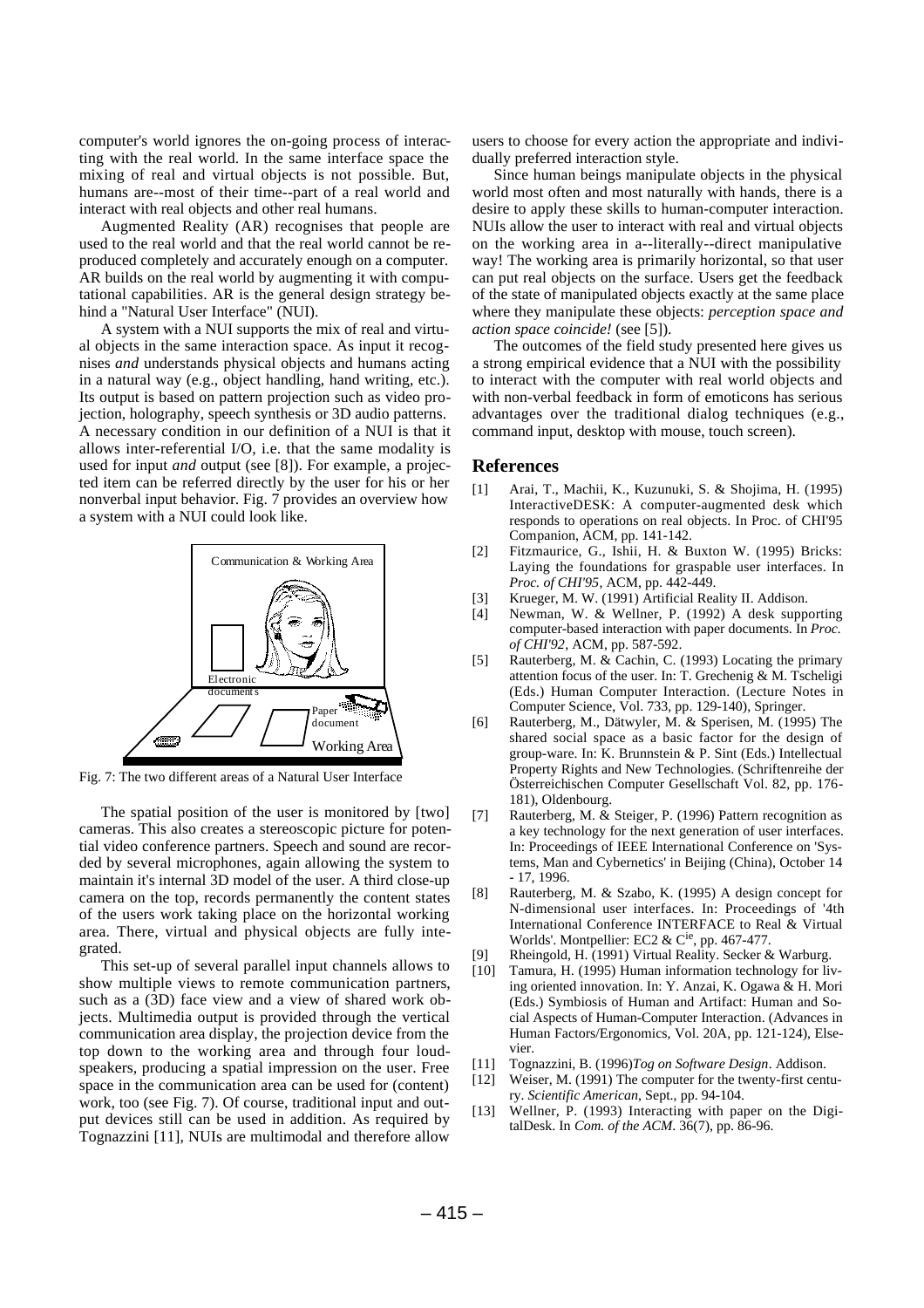computer's world ignores the on-going process of interacting with the real world. In the same interface space the mixing of real and virtual objects is not possible. But, humans are--most of their time--part of a real world and interact with real objects and other real humans.

Augmented Reality (AR) recognises that people are used to the real world and that the real world cannot be reproduced completely and accurately enough on a computer. AR builds on the real world by augmenting it with computational capabilities. AR is the general design strategy behind a "Natural User Interface" (NUI).

A system with a NUI supports the mix of real and virtual objects in the same interaction space. As input it recognises *and* understands physical objects and humans acting in a natural way (e.g., object handling, hand writing, etc.). Its output is based on pattern projection such as video projection, holography, speech synthesis or 3D audio patterns. A necessary condition in our definition of a NUI is that it allows inter-referential I/O, i.e. that the same modality is used for input *and* output (see [8]). For example, a projected item can be referred directly by the user for his or her nonverbal input behavior. Fig. 7 provides an overview how a system with a NUI could look like.

Communication & Working Area

Electronic documents

Paper document

Working Area

Fig. 7: The two different areas of a Natural User Interface

The spatial position of the user is monitored by [two] cameras. This also creates a stereoscopic picture for potential video conference partners. Speech and sound are recorded by several microphones, again allowing the system to maintain it's internal 3D model of the user. A third close-up camera on the top, records permanently the content states of the users work taking place on the horizontal working area. There, virtual and physical objects are fully integrated.

This set-up of several parallel input channels allows to show multiple views to remote communication partners, such as a (3D) face view and a view of shared work objects. Multimedia output is provided through the vertical communication area display, the projection device from the top down to the working area and through four loudspeakers, producing a spatial impression on the user. Free space in the communication area can be used for (content) work, too (see Fig. 7). Of course, traditional input and output devices still can be used in addition. As required by Tognazzini [11], NUIs are multimodal and therefore allow users to choose for every action the appropriate and individually preferred interaction style.

Since human beings manipulate objects in the physical world most often and most naturally with hands, there is a desire to apply these skills to human-computer interaction. NUIs allow the user to interact with real and virtual objects on the working area in a--literally--direct manipulative way! The working area is primarily horizontal, so that user can put real objects on the surface. Users get the feedback of the state of manipulated objects exactly at the same place where they manipulate these objects: *perception space and action space coincide!* (see [5]).

The outcomes of the field study presented here gives us a strong empirical evidence that a NUI with the possibility to interact with the computer with real world objects and with non-verbal feedback in form of emoticons has serious advantages over the traditional dialog techniques (e.g., command input, desktop with mouse, touch screen).

## References

[1] Arai, T., Machii, K., Kuzunuki, S. & Shojima, H. (1995) InteractiveDESK: A computer-augmented desk which responds to operations on real objects. In Proc. of CHI'95 Companion, ACM, pp. 141-142.

[2] Fitzmaurice, G., Ishii, H. & Buxton W. (1995) Bricks: Laying the foundations for graspable user interfaces. In *Proc. of CHI'95*, ACM, pp. 442-449.

[3] Krueger, M. W. (1991) Artificial Reality II. Addison.

[4] Newman, W. & Wellner, P. (1992) A desk supporting computer-based interaction with paper documents. In *Proc. of CHI'92*, ACM, pp. 587-592.

[5] Rauterberg, M. & Cachin, C. (1993) Locating the primary attention focus of the user. In: T. Grechenig & M. Tscheligi (Eds.) Human Computer Interaction. (Lecture Notes in Computer Science, Vol. 733, pp. 129-140), Springer.

[6] Rauterberg, M., Dätwyler, M. & Sperisen, M. (1995) The shared social space as a basic factor for the design of group-ware. In: K. Brunnstein & P. Sint (Eds.) Intellectual Property Rights and New Technologies. (Schriftenreihe der Österreichischen Computer Gesellschaft Vol. 82, pp. 176-181), Oldenbourg.

[7] Rauterberg, M. & Steiger, P. (1996) Pattern recognition as a key technology for the next generation of user interfaces. In: Proceedings of IEEE International Conference on 'Systems, Man and Cybernetics' in Beijing (China), October 14 - 17, 1996.

[8] Rauterberg, M. & Szabo, K. (1995) A design concept for N-dimensional user interfaces. In: Proceedings of '4th International Conference INTERFACE to Real & Virtual Worlds'. Montpellier: EC2 & C[ie], pp. 467-477.

[9] Rheingold, H. (1991) Virtual Reality. Secker & Warburg.

[10] Tamura, H. (1995) Human information technology for living oriented innovation. In: Y. Anzai, K. Ogawa & H. Mori (Eds.) Symbiosis of Human and Artifact: Human and Social Aspects of Human-Computer Interaction. (Advances in Human Factors/Ergonomics, Vol. 20A, pp. 121-124), Elsevier.

[11] Tognazzini, B. (1996)*Tog on Software Design*. Addison.

[12] Weiser, M. (1991) The computer for the twenty-first century. *Scientific American*, Sept., pp. 94-104.

[13] Wellner, P. (1993) Interacting with paper on the DigitalDesk. In *Com. of the ACM*. 36(7), pp. 86-96.